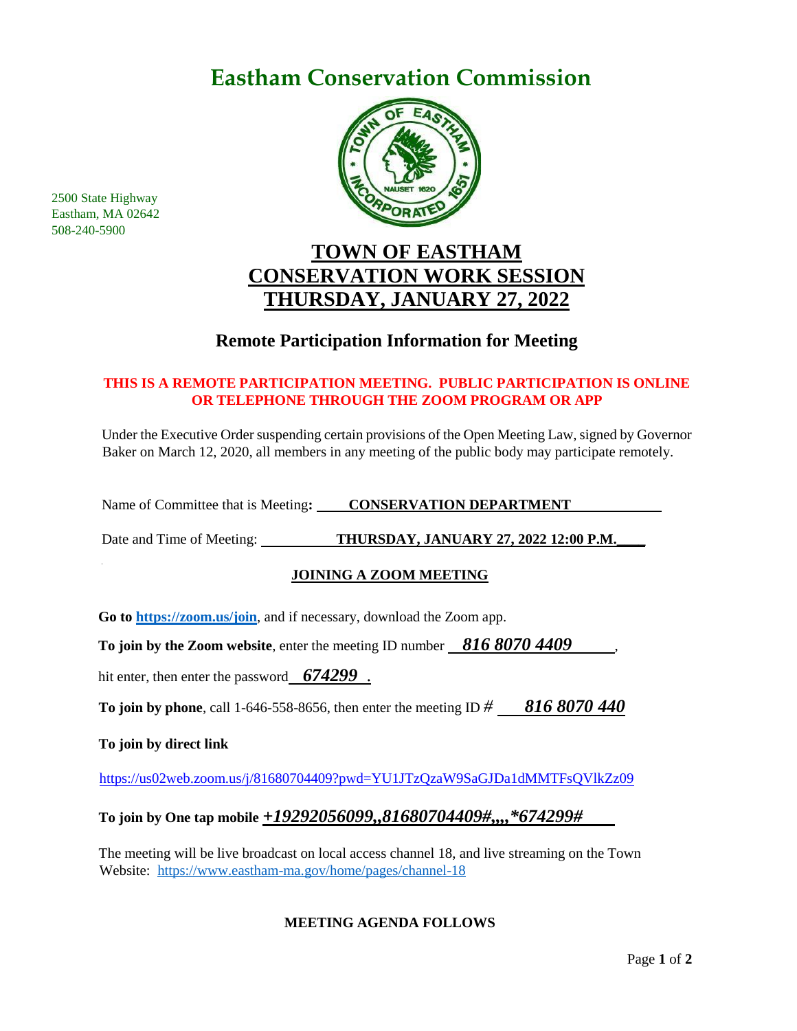# Eastham Conservation Commission

2500 State Highway
Eastham, MA 02642
508-240-5900

## TOWN OF EASTHAM
## CONSERVATION WORK SESSION
## THURSDAY, JANUARY 27, 2022

### Remote Participation Information for Meeting

**THIS IS A REMOTE PARTICIPATION MEETING. PUBLIC PARTICIPATION IS ONLINE OR TELEPHONE THROUGH THE ZOOM PROGRAM OR APP**

Under the Executive Order suspending certain provisions of the Open Meeting Law, signed by Governor Baker on March 12, 2020, all members in any meeting of the public body may participate remotely.

Name of Committee that is Meeting**: CONSERVATION DEPARTMENT**

Date and Time of Meeting: **THURSDAY, JANUARY 27, 2022 12:00 P.M.**

**JOINING A ZOOM MEETING**

**Go to [https://zoom.us/join](https://zoom.us/join)**, and if necessary, download the Zoom app.

**To join by the Zoom website**, enter the meeting ID number ***816 8070 4409***,

hit enter, then enter the password ***674299*** .

**To join by phone**, call 1-646-558-8656, then enter the meeting ID # ***816 8070 440***

**To join by direct link**

https://us02web.zoom.us/j/81680704409?pwd=YU1JTzQzaW9SaGJDa1dMMTFsQVlkZz09

**To join by One tap mobile *+19292056099,,81680704409#,,,,*674299#***

The meeting will be live broadcast on local access channel 18, and live streaming on the Town Website: https://www.eastham-ma.gov/home/pages/channel-18

**MEETING AGENDA FOLLOWS**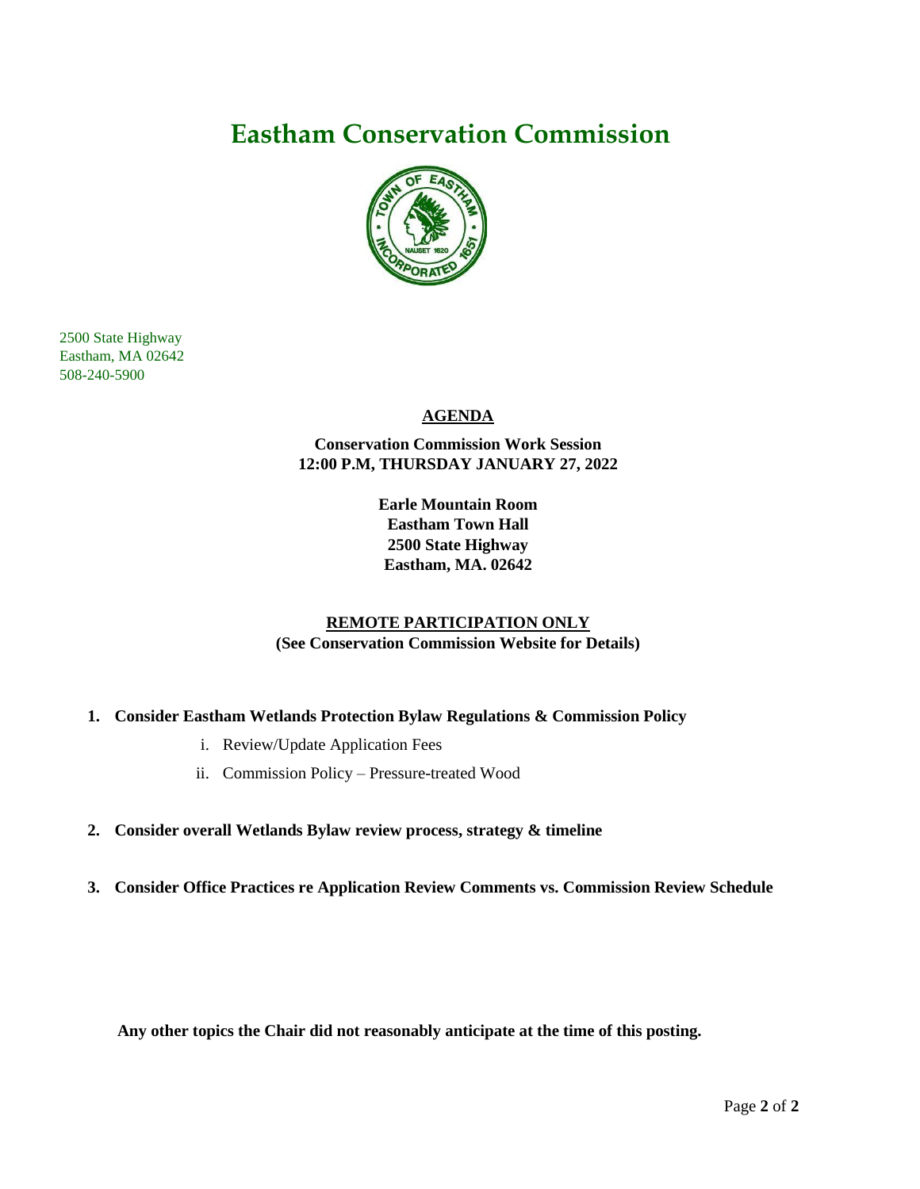# Eastham Conservation Commission

2500 State Highway
Eastham, MA 02642
508-240-5900

**AGENDA**

**Conservation Commission Work Session**
**12:00 P.M, THURSDAY JANUARY 27, 2022**

**Earle Mountain Room**
**Eastham Town Hall**
**2500 State Highway**
**Eastham, MA. 02642**

**REMOTE PARTICIPATION ONLY**
**(See Conservation Commission Website for Details)**

1. **Consider Eastham Wetlands Protection Bylaw Regulations & Commission Policy**
   i. Review/Update Application Fees
   ii. Commission Policy – Pressure-treated Wood

2. **Consider overall Wetlands Bylaw review process, strategy & timeline**

3. **Consider Office Practices re Application Review Comments vs. Commission Review Schedule**

**Any other topics the Chair did not reasonably anticipate at the time of this posting.**